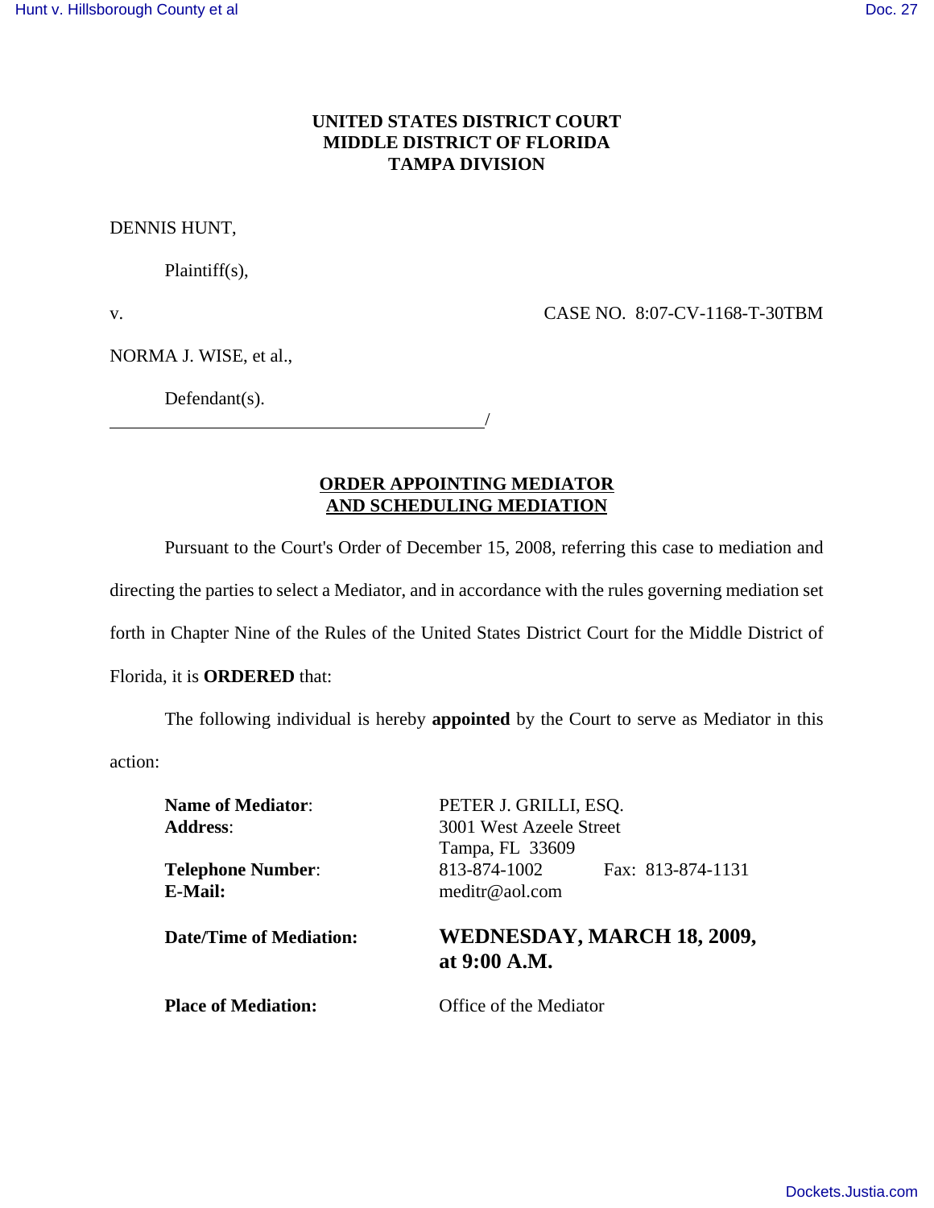**UNITED STATES DISTRICT COURT**
**MIDDLE DISTRICT OF FLORIDA**
**TAMPA DIVISION**

DENNIS HUNT,

Plaintiff(s),

v. CASE NO. 8:07-CV-1168-T-30TBM

NORMA J. WISE, et al.,

Defendant(s).
_____________________________________/

**ORDER APPOINTING MEDIATOR AND SCHEDULING MEDIATION**

Pursuant to the Court's Order of December 15, 2008, referring this case to mediation and directing the parties to select a Mediator, and in accordance with the rules governing mediation set forth in Chapter Nine of the Rules of the United States District Court for the Middle District of Florida, it is **ORDERED** that:

The following individual is hereby **appointed** by the Court to serve as Mediator in this action:

**Name of Mediator**: PETER J. GRILLI, ESQ.
**Address**: 3001 West Azeele Street
Tampa, FL 33609
**Telephone Number**: 813-874-1002 Fax: 813-874-1131
**E-Mail:** meditr@aol.com

**Date/Time of Mediation:** **WEDNESDAY, MARCH 18, 2009, at 9:00 A.M.**

**Place of Mediation:** Office of the Mediator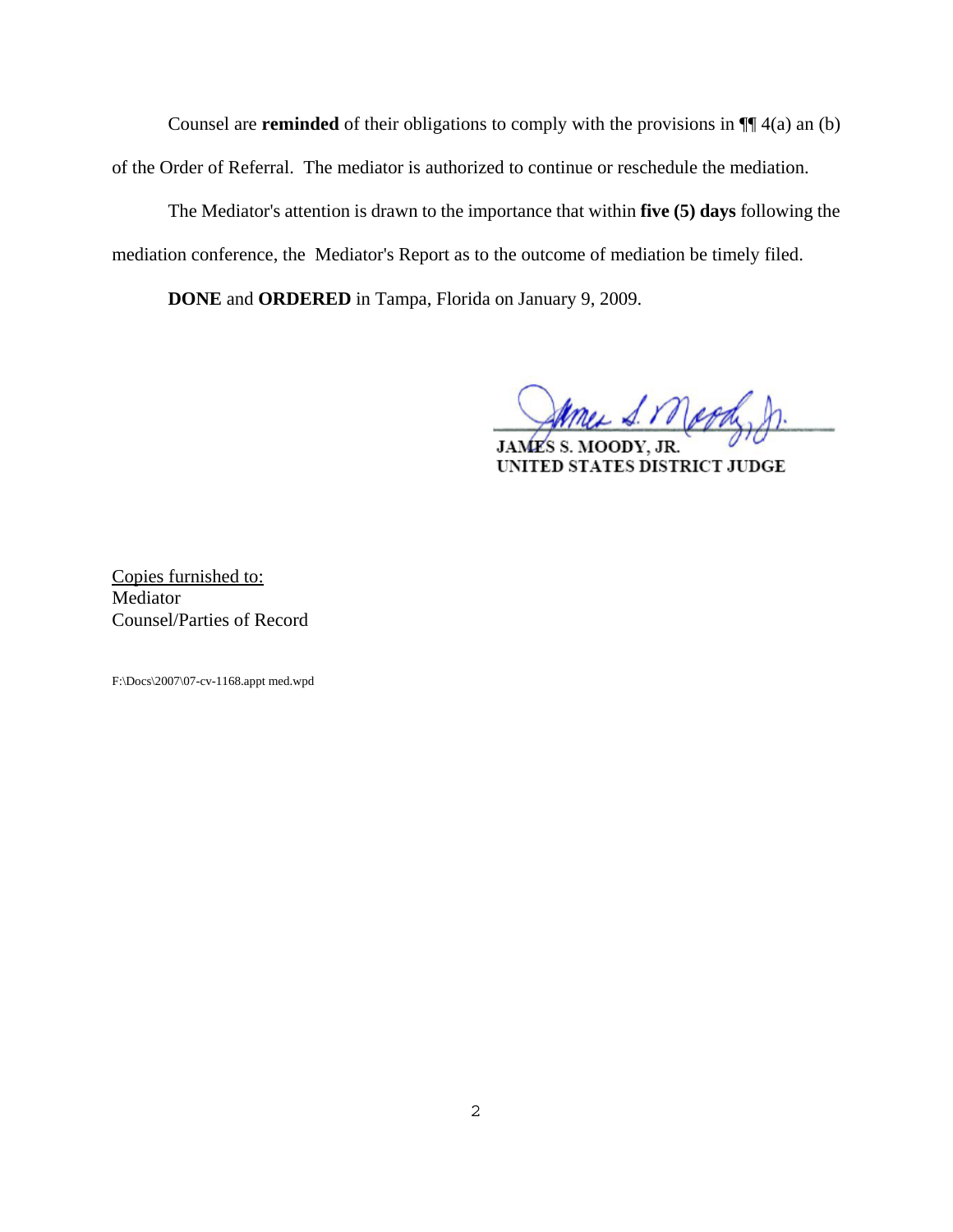Counsel are **reminded** of their obligations to comply with the provisions in ¶¶ 4(a) an (b) of the Order of Referral. The mediator is authorized to continue or reschedule the mediation.

The Mediator's attention is drawn to the importance that within **five (5) days** following the mediation conference, the Mediator's Report as to the outcome of mediation be timely filed.

**DONE** and **ORDERED** in Tampa, Florida on January 9, 2009.

JAMES S. MOODY, JR.
UNITED STATES DISTRICT JUDGE

Copies furnished to:
Mediator
Counsel/Parties of Record

F:\Docs\2007\07-cv-1168.appt med.wpd